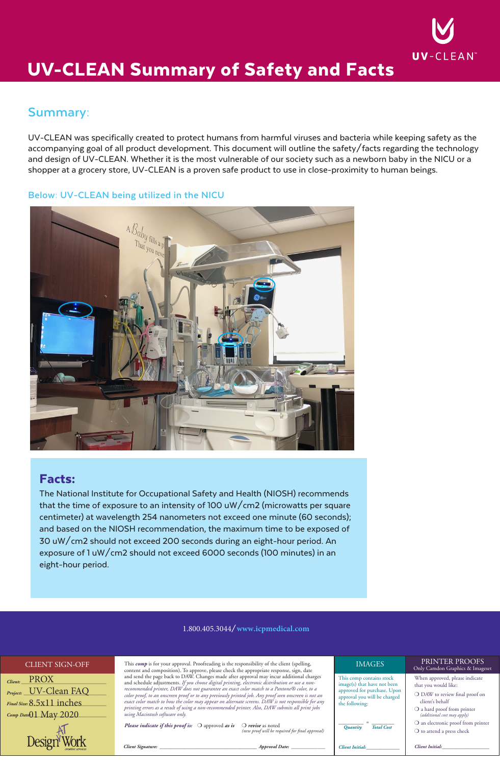UV-CLEAN™

# UV-CLEAN Summary of Safety and Facts

## Summary:

UV-CLEAN was specifically created to protect humans from harmful viruses and bacteria while keeping safety as the accompanying goal of all product development. This document will outline the safety/facts regarding the technology and design of UV-CLEAN. Whether it is the most vulnerable of our society such as a newborn baby in the NICU or a shopper at a grocery store, UV-CLEAN is a proven safe product to use in close-proximity to human beings.

Below: UV-CLEAN being utilized in the NICU

## Facts:

The National Institute for Occupational Safety and Health (NIOSH) recommends that the time of exposure to an intensity of 100 uW/cm2 (microwatts per square centimeter) at wavelength 254 nanometers not exceed one minute (60 seconds); and based on the NIOSH recommendation, the maximum time to be exposed of 30 uW/cm2 should not exceed 200 seconds during an eight-hour period. An exposure of 1 uW/cm2 should not exceed 6000 seconds (100 minutes) in an eight-hour period.

1.800.405.3044/www.icpmedical.com

| CLIENT SIGN-OFF | | IMAGES | PRINTER PROOFS Only Camdon Graphics & Imageset |
|---|---|---|---|
| Client: PROX<br>Project: UV-Clean FAQ<br>Final Size: 8.5x11 inches<br>Comp Date: 01 May 2020<br>Design Work creative services | This *comp* is for your approval. Proofreading is the responsibility of the client (spelling, content and composition). To approve, please check the appropriate response, sign, date and send the page back to DAW. Changes made after approval may incur additional charges and schedule adjustments. *If you choose digital printing, electronic distribution or use a non-recommended printer, DAW does not guarantee an exact color match to a Pantone® color, to a color proof, to an onscreen proof or to any previously printed job. Any proof seen onscreen is not an exact color match to how the color may appear on alternate screens. DAW is not responsible for any printing errors as a result of using a non-recommended printer. Also, DAW submits all print jobs using Macintosh software only.*<br>***Please indicate if this proof is:*** ❍ approved ***as is*** ❍ ***revise*** as noted *(new proof will be required for final approval)*<br>***Client Signature:*** ______ ***Approval Date:*** ______ | This comp contains stock image(s) that have not been approved for purchase. Upon approval you will be charged the following:<br>______ = ______<br>*Quantity* *Total Cost*<br>***Client Initial:*** ______ | When approved, please indicate that you would like:<br>❍ DAW to review final proof on client's behalf<br>❍ a hard proof from printer *(additional cost may apply)*<br>❍ an electronic proof from printer<br>❍ to attend a press check<br>***Client Initial:*** ______ |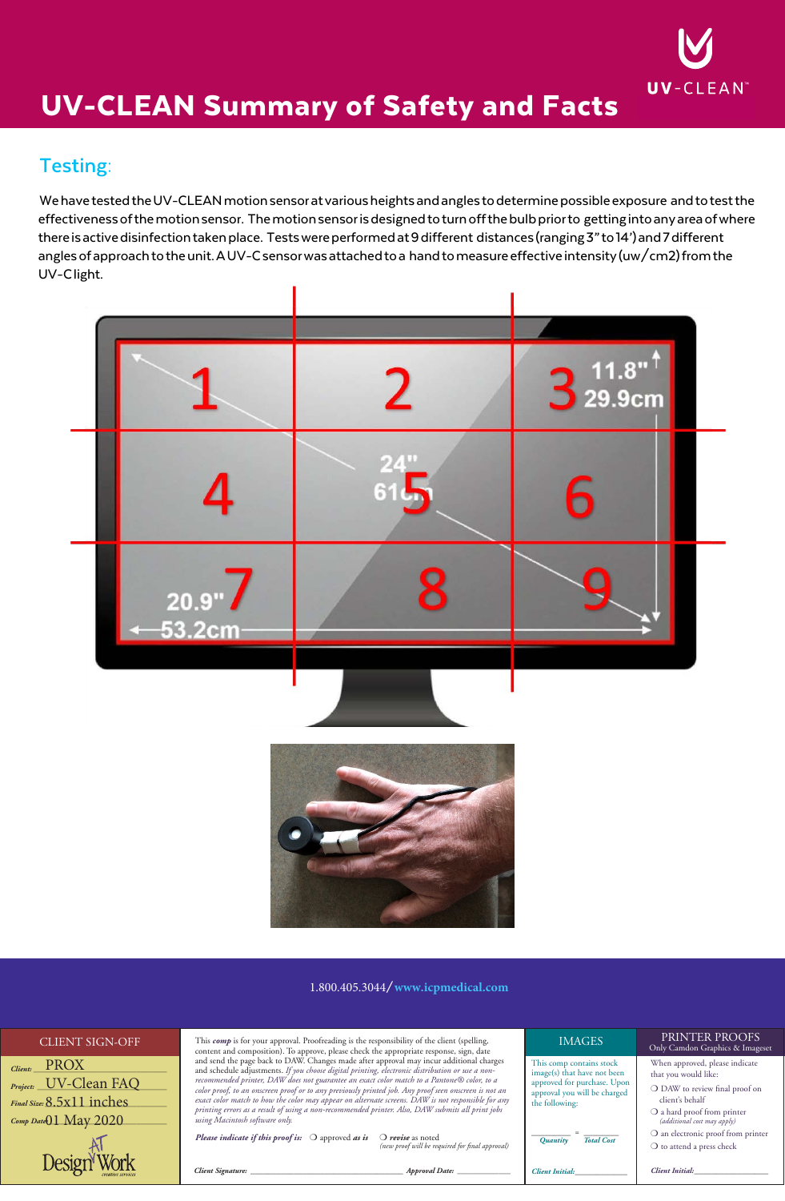# UV-CLEAN Summary of Safety and Facts

UV-CLEAN™

## Testing:

We have tested the UV-CLEAN motion sensor at various heights and angles to determine possible exposure and to test the effectiveness of the motion sensor. The motion sensor is designed to turn off the bulb prior to getting into any area of where there is active disinfection taken place. Tests were performed at 9 different distances (ranging 3" to 14') and 7 different angles of approach to the unit. A UV-C sensor was attached to a hand to measure effective intensity (uw/cm2) from the UV-C light.

1.800.405.3044/ www.icpmedical.com

| CLIENT SIGN-OFF | | IMAGES | PRINTER PROOFS Only Camdon Graphics & Imageset |
|---|---|---|---|
| *Client:* PROX<br>*Project:* UV-Clean FAQ<br>*Final Size:* 8.5x11 inches<br>*Comp Date:* 01 May 2020 | This *comp* is for your approval. Proofreading is the responsibility of the client (spelling, content and composition). To approve, please check the appropriate response, sign, date and send the page back to DAW. Changes made after approval may incur additional charges and schedule adjustments. *If you choose digital printing, electronic distribution or use a non-recommended printer, DAW does not guarantee an exact color match to a Pantone® color, to a color proof, to an onscreen proof or to any previously printed job. Any proof seen onscreen is not an exact color match to how the color may appear on alternate screens. DAW is not responsible for any printing errors as a result of using a non-recommended printer. Also, DAW submits all print jobs using Macintosh software only.*<br>***Please indicate if this proof is:*** ❍ approved ***as is*** ❍ ***revise*** as noted *(new proof will be required for final approval)*<br>***Client Signature:*** ______ ***Approval Date:*** ______ | This comp contains stock image(s) that have not been approved for purchase. Upon approval you will be charged the following:<br>______ = ______<br>*Quantity* *Total Cost*<br>*Client Initial:* ______ | When approved, please indicate that you would like:<br>❍ DAW to review final proof on client's behalf<br>❍ a hard proof from printer *(additional cost may apply)*<br>❍ an electronic proof from printer<br>❍ to attend a press check<br>*Client Initial:* ______ |

Design AT Work creative services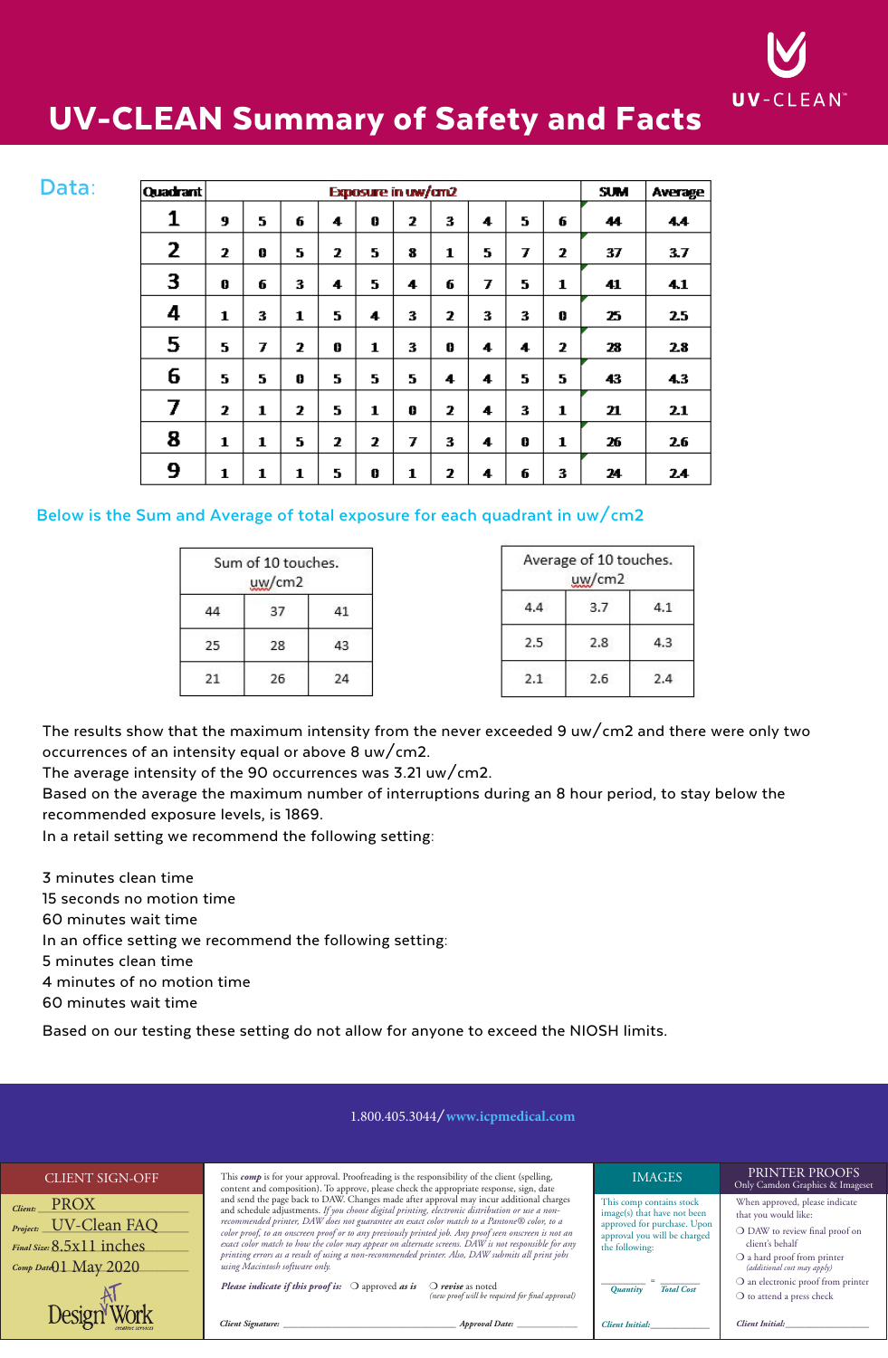# UV-CLEAN Summary of Safety and Facts

UV-CLEAN™

## Data:

| Quadrant | Exposure in uw/cm2 | | | | | | | | | | SUM | Average |
|---|---|---|---|---|---|---|---|---|---|---|---|---|
| 1 | 9 | 5 | 6 | 4 | 0 | 2 | 3 | 4 | 5 | 6 | 44 | 4.4 |
| 2 | 2 | 0 | 5 | 2 | 5 | 8 | 1 | 5 | 7 | 2 | 37 | 3.7 |
| 3 | 0 | 6 | 3 | 4 | 5 | 4 | 6 | 7 | 5 | 1 | 41 | 4.1 |
| 4 | 1 | 3 | 1 | 5 | 4 | 3 | 2 | 3 | 3 | 0 | 25 | 2.5 |
| 5 | 5 | 7 | 2 | 0 | 1 | 3 | 0 | 4 | 4 | 2 | 28 | 2.8 |
| 6 | 5 | 5 | 0 | 5 | 5 | 5 | 4 | 4 | 5 | 5 | 43 | 4.3 |
| 7 | 2 | 1 | 2 | 5 | 1 | 0 | 2 | 4 | 3 | 1 | 21 | 2.1 |
| 8 | 1 | 1 | 5 | 2 | 2 | 7 | 3 | 4 | 0 | 1 | 26 | 2.6 |
| 9 | 1 | 1 | 1 | 5 | 0 | 1 | 2 | 4 | 6 | 3 | 24 | 2.4 |

Below is the Sum and Average of total exposure for each quadrant in uw/cm2

| Sum of 10 touches. uw/cm2 | | |
|---|---|---|
| 44 | 37 | 41 |
| 25 | 28 | 43 |
| 21 | 26 | 24 |

| Average of 10 touches. uw/cm2 | | |
|---|---|---|
| 4.4 | 3.7 | 4.1 |
| 2.5 | 2.8 | 4.3 |
| 2.1 | 2.6 | 2.4 |

The results show that the maximum intensity from the never exceeded 9 uw/cm2 and there were only two occurrences of an intensity equal or above 8 uw/cm2.
The average intensity of the 90 occurrences was 3.21 uw/cm2.
Based on the average the maximum number of interruptions during an 8 hour period, to stay below the recommended exposure levels, is 1869.
In a retail setting we recommend the following setting:

3 minutes clean time
15 seconds no motion time
60 minutes wait time
In an office setting we recommend the following setting:
5 minutes clean time
4 minutes of no motion time
60 minutes wait time

Based on our testing these setting do not allow for anyone to exceed the NIOSH limits.

1.800.405.3044/www.icpmedical.com

**CLIENT SIGN-OFF**

Client: PROX
Project: UV-Clean FAQ
Final Size: 8.5x11 inches
Comp Date: 01 May 2020

Design At Work creative services

This *comp* is for your approval. Proofreading is the responsibility of the client (spelling, content and composition). To approve, please check the appropriate response, sign, date and send the page back to DAW. Changes made after approval may incur additional charges and schedule adjustments. *If you choose digital printing, electronic distribution or use a non-recommended printer, DAW does not guarantee an exact color match to a Pantone® color, to a color proof, to an onscreen proof or to any previously printed job. Any proof seen onscreen is not an exact color match to how the color may appear on alternate screens. DAW is not responsible for any printing errors as a result of using a non-recommended printer. Also, DAW submits all print jobs using Macintosh software only.*

*Please indicate if this proof is:* ❍ approved *as is* ❍ *revise* as noted *(new proof will be required for final approval)*

*Client Signature:* ______ *Approval Date:* ______

**IMAGES**

This comp contains stock image(s) that have not been approved for purchase. Upon approval you will be charged the following:

*Quantity* = *Total Cost*

*Client Initial:* ______

**PRINTER PROOFS**
Only Camdon Graphics & Imageset

When approved, please indicate that you would like:

- ❍ DAW to review final proof on client's behalf
- ❍ a hard proof from printer *(additional cost may apply)*
- ❍ an electronic proof from printer
- ❍ to attend a press check

*Client Initial:* ______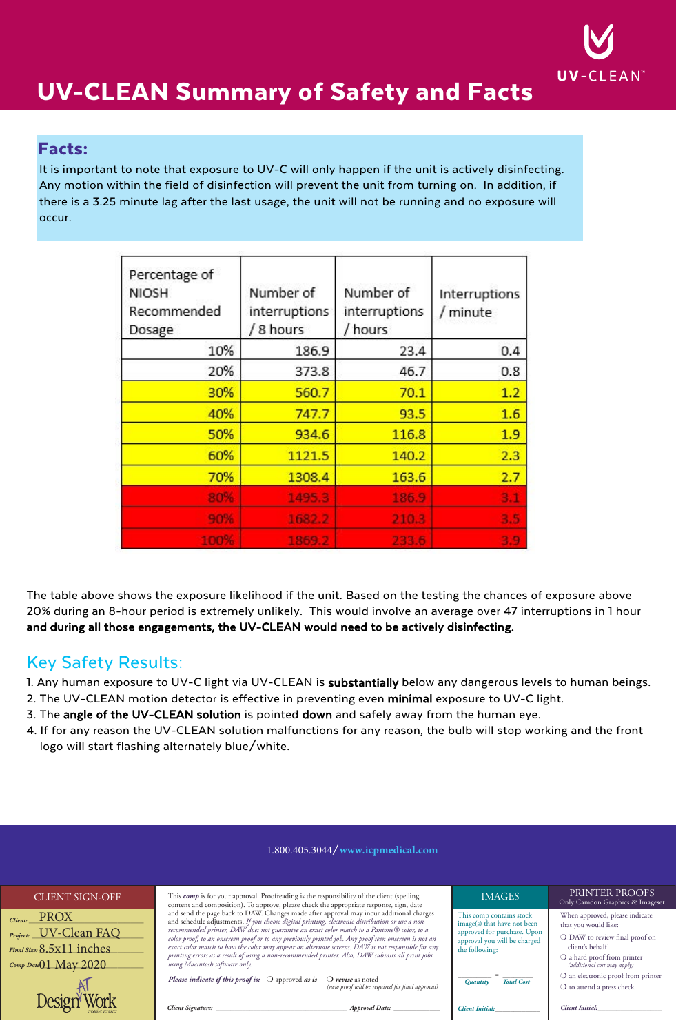# UV-CLEAN Summary of Safety and Facts

UV-CLEAN™

## Facts:

It is important to note that exposure to UV-C will only happen if the unit is actively disinfecting. Any motion within the field of disinfection will prevent the unit from turning on. In addition, if there is a 3.25 minute lag after the last usage, the unit will not be running and no exposure will occur.

| Percentage of NIOSH Recommended Dosage | Number of interruptions / 8 hours | Number of interruptions / hours | Interruptions / minute |
|---:|---:|---:|---:|
| 10% | 186.9 | 23.4 | 0.4 |
| 20% | 373.8 | 46.7 | 0.8 |
| 30% | 560.7 | 70.1 | 1.2 |
| 40% | 747.7 | 93.5 | 1.6 |
| 50% | 934.6 | 116.8 | 1.9 |
| 60% | 1121.5 | 140.2 | 2.3 |
| 70% | 1308.4 | 163.6 | 2.7 |
| 80% | 1495.3 | 186.9 | 3.1 |
| 90% | 1682.2 | 210.3 | 3.5 |
| 100% | 1869.2 | 233.6 | 3.9 |

The table above shows the exposure likelihood if the unit. Based on the testing the chances of exposure above 20% during an 8-hour period is extremely unlikely. This would involve an average over 47 interruptions in 1 hour **and during all those engagements, the UV-CLEAN would need to be actively disinfecting.**

## Key Safety Results:

1. Any human exposure to UV-C light via UV-CLEAN is **substantially** below any dangerous levels to human beings.
2. The UV-CLEAN motion detector is effective in preventing even **minimal** exposure to UV-C light.
3. The **angle of the UV-CLEAN solution** is pointed **down** and safely away from the human eye.
4. If for any reason the UV-CLEAN solution malfunctions for any reason, the bulb will stop working and the front logo will start flashing alternately blue/white.

1.800.405.3044/www.icpmedical.com

CLIENT SIGN-OFF

Client: PROX
Project: UV-Clean FAQ
Final Size: 8.5x11 inches
Comp Date: 01 May 2020

Design At Work creative services

This *comp* is for your approval. Proofreading is the responsibility of the client (spelling, content and composition). To approve, please check the appropriate response, sign, date and send the page back to DAW. Changes made after approval may incur additional charges and schedule adjustments. *If you choose digital printing, electronic distribution or use a non-recommended printer, DAW does not guarantee an exact color match to a Pantone® color, to a color proof, to an onscreen proof or to any previously printed job. Any proof seen onscreen is not an exact color match to how the color may appear on alternate screens. DAW is not responsible for any printing errors as a result of using a non-recommended printer. Also, DAW submits all print jobs using Macintosh software only.*

*Please indicate if this proof is:* ❍ approved *as is* ❍ *revise* as noted *(new proof will be required for final approval)*

*Client Signature:* ________ *Approval Date:* ________

IMAGES

This comp contains stock image(s) that have not been approved for purchase. Upon approval you will be charged the following:

____ = ____
*Quantity* *Total Cost*

*Client Initial:* ________

PRINTER PROOFS
Only Camdon Graphics & Imageset

When approved, please indicate that you would like:

- ❍ DAW to review final proof on client's behalf
- ❍ a hard proof from printer *(additional cost may apply)*
- ❍ an electronic proof from printer
- ❍ to attend a press check

*Client Initial:* ________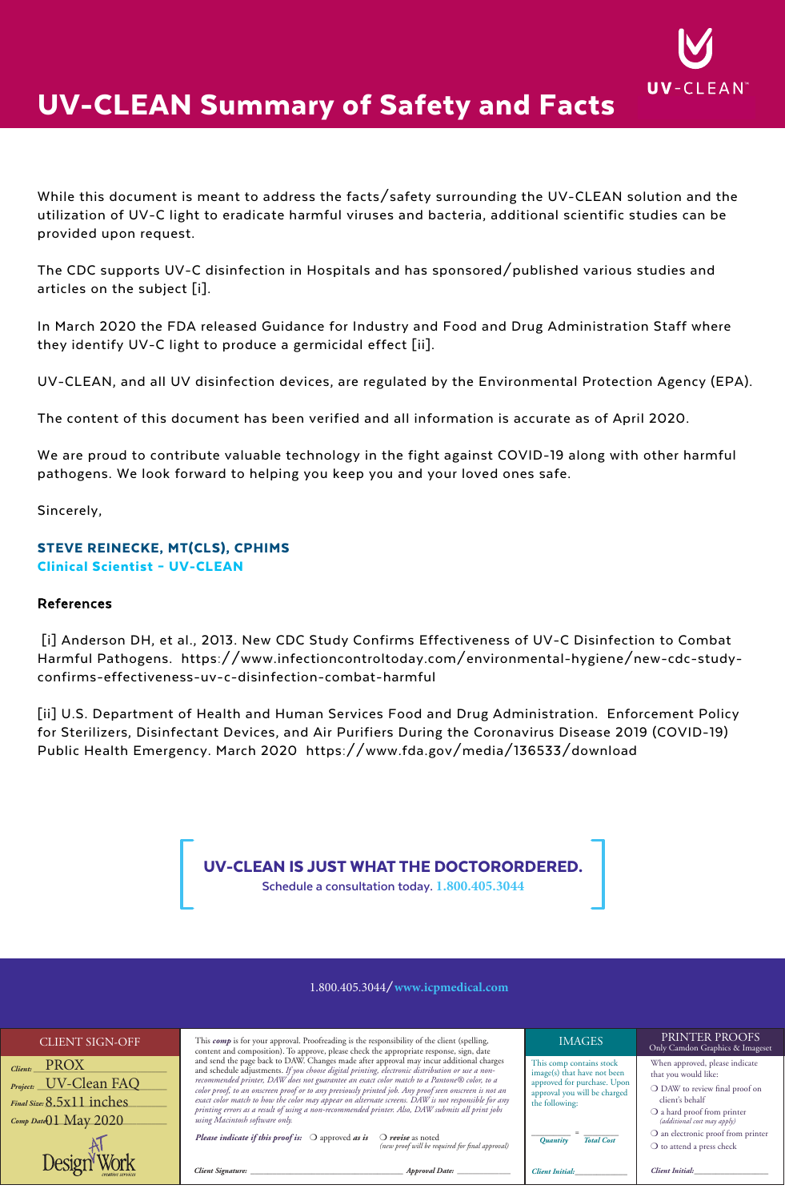# UV-CLEAN Summary of Safety and Facts

UV-CLEAN™

While this document is meant to address the facts/safety surrounding the UV-CLEAN solution and the utilization of UV-C light to eradicate harmful viruses and bacteria, additional scientific studies can be provided upon request.

The CDC supports UV-C disinfection in Hospitals and has sponsored/published various studies and articles on the subject [i].

In March 2020 the FDA released Guidance for Industry and Food and Drug Administration Staff where they identify UV-C light to produce a germicidal effect [ii].

UV-CLEAN, and all UV disinfection devices, are regulated by the Environmental Protection Agency (EPA).

The content of this document has been verified and all information is accurate as of April 2020.

We are proud to contribute valuable technology in the fight against COVID-19 along with other harmful pathogens. We look forward to helping you keep you and your loved ones safe.

Sincerely,

**STEVE REINECKE, MT(CLS), CPHIMS**
**Clinical Scientist - UV-CLEAN**

### References

[i] Anderson DH, et al., 2013. New CDC Study Confirms Effectiveness of UV-C Disinfection to Combat Harmful Pathogens. https://www.infectioncontroltoday.com/environmental-hygiene/new-cdc-study-confirms-effectiveness-uv-c-disinfection-combat-harmful

[ii] U.S. Department of Health and Human Services Food and Drug Administration. Enforcement Policy for Sterilizers, Disinfectant Devices, and Air Purifiers During the Coronavirus Disease 2019 (COVID-19) Public Health Emergency. March 2020 https://www.fda.gov/media/136533/download

**UV-CLEAN IS JUST WHAT THE DOCTORORDERED.**
Schedule a consultation today. 1.800.405.3044

1.800.405.3044/www.icpmedical.com

CLIENT SIGN-OFF

Client: PROX
Project: UV-Clean FAQ
Final Size: 8.5x11 inches
Comp Date: 01 May 2020

Design At Work creative services

This *comp* is for your approval. Proofreading is the responsibility of the client (spelling, content and composition). To approve, please check the appropriate response, sign, date and send the page back to DAW. Changes made after approval may incur additional charges and schedule adjustments. *If you choose digital printing, electronic distribution or use a non-recommended printer, DAW does not guarantee an exact color match to a Pantone® color, to a color proof, to an onscreen proof or to any previously printed job. Any proof seen onscreen is not an exact color match to how the color may appear on alternate screens. DAW is not responsible for any printing errors as a result of using a non-recommended printer. Also, DAW submits all print jobs using Macintosh software only.*

*Please indicate if this proof is:* ❍ approved *as is* ❍ *revise* as noted *(new proof will be required for final approval)*

*Client Signature:* ________ *Approval Date:* ________

IMAGES

This comp contains stock image(s) that have not been approved for purchase. Upon approval you will be charged the following:

________ = ________
*Quantity* *Total Cost*

*Client Initial:* ________

PRINTER PROOFS
Only Camdon Graphics & Imageset

When approved, please indicate that you would like:

❍ DAW to review final proof on client's behalf
❍ a hard proof from printer *(additional cost may apply)*
❍ an electronic proof from printer
❍ to attend a press check

*Client Initial:* ________